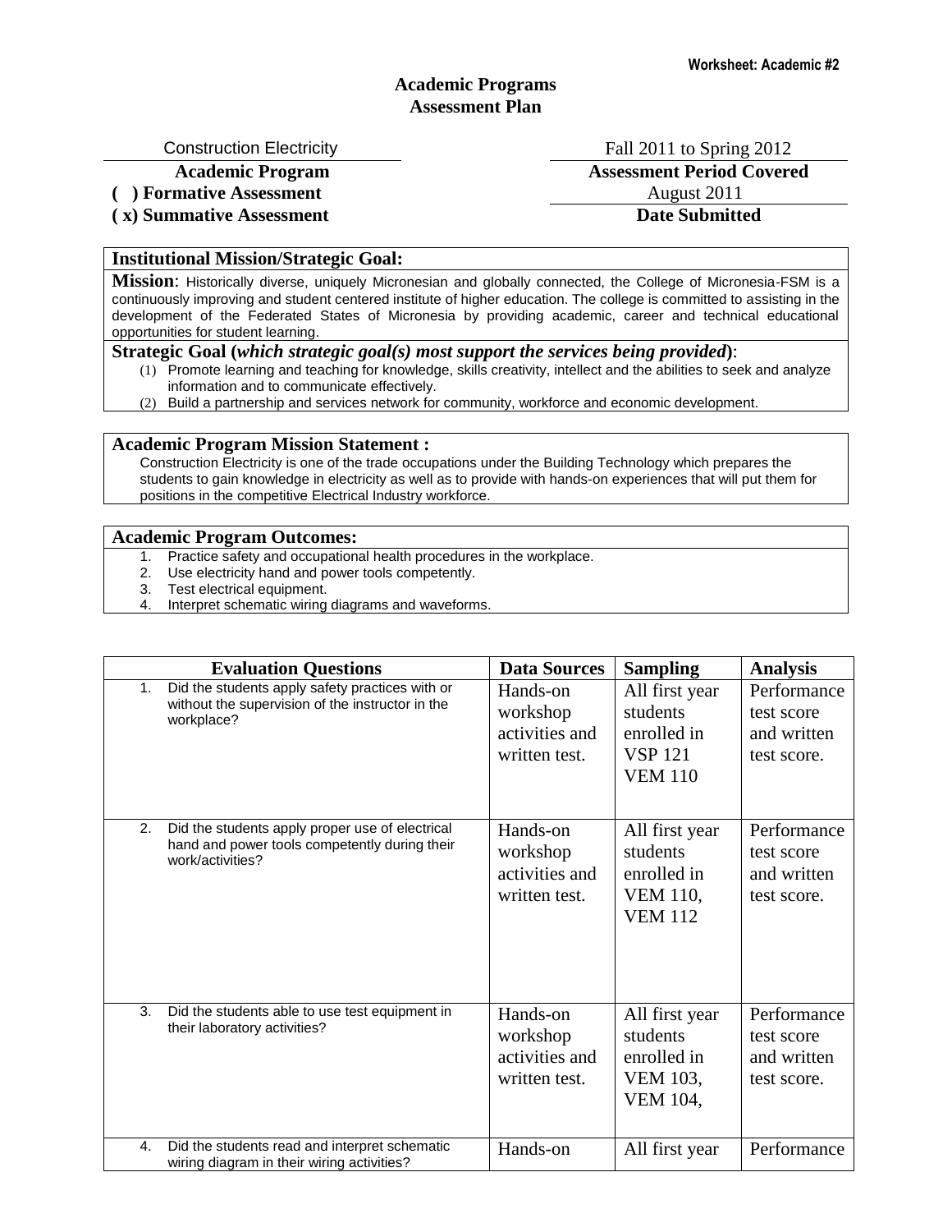Worksheet: Academic #2

# Academic Programs
# Assessment Plan

| Construction Electricity | Fall 2011 to Spring 2012 |
|---|---|
| **Academic Program** | **Assessment Period Covered** |
| **( ) Formative Assessment** | August 2011 |
| **( x) Summative Assessment** | **Date Submitted** |

## Institutional Mission/Strategic Goal:

**Mission**: Historically diverse, uniquely Micronesian and globally connected, the College of Micronesia-FSM is a continuously improving and student centered institute of higher education. The college is committed to assisting in the development of the Federated States of Micronesia by providing academic, career and technical educational opportunities for student learning.

**Strategic Goal (*which strategic goal(s) most support the services being provided*)**:

(1) Promote learning and teaching for knowledge, skills creativity, intellect and the abilities to seek and analyze information and to communicate effectively.
(2) Build a partnership and services network for community, workforce and economic development.

## Academic Program Mission Statement :

Construction Electricity is one of the trade occupations under the Building Technology which prepares the students to gain knowledge in electricity as well as to provide with hands-on experiences that will put them for positions in the competitive Electrical Industry workforce.

## Academic Program Outcomes:

1. Practice safety and occupational health procedures in the workplace.
2. Use electricity hand and power tools competently.
3. Test electrical equipment.
4. Interpret schematic wiring diagrams and waveforms.

| Evaluation Questions | Data Sources | Sampling | Analysis |
|---|---|---|---|
| 1. Did the students apply safety practices with or without the supervision of the instructor in the workplace? | Hands-on workshop activities and written test. | All first year students enrolled in VSP 121 VEM 110 | Performance test score and written test score. |
| 2. Did the students apply proper use of electrical hand and power tools competently during their work/activities? | Hands-on workshop activities and written test. | All first year students enrolled in VEM 110, VEM 112 | Performance test score and written test score. |
| 3. Did the students able to use test equipment in their laboratory activities? | Hands-on workshop activities and written test. | All first year students enrolled in VEM 103, VEM 104, | Performance test score and written test score. |
| 4. Did the students read and interpret schematic wiring diagram in their wiring activities? | Hands-on | All first year | Performance |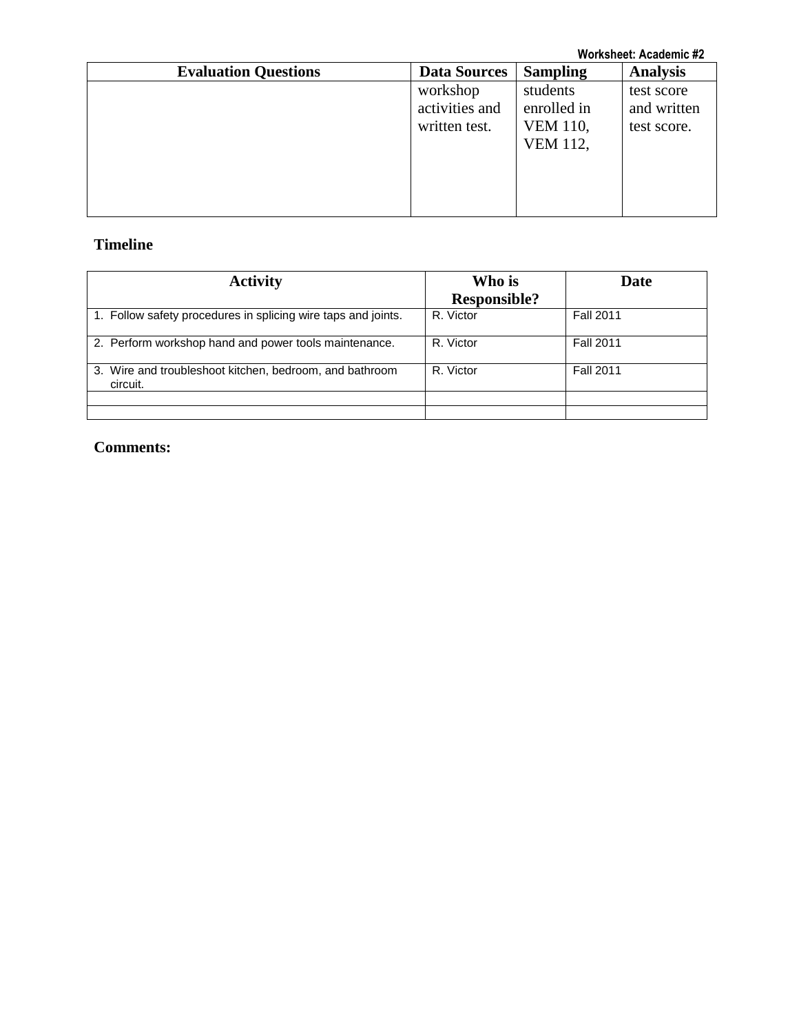Worksheet: Academic #2

| Evaluation Questions | Data Sources | Sampling | Analysis |
|---|---|---|---|
| | workshop activities and written test. | students enrolled in VEM 110, VEM 112, | test score and written test score. |

**Timeline**

| Activity | Who is Responsible? | Date |
|---|---|---|
| 1. Follow safety procedures in splicing wire taps and joints. | R. Victor | Fall 2011 |
| 2. Perform workshop hand and power tools maintenance. | R. Victor | Fall 2011 |
| 3. Wire and troubleshoot kitchen, bedroom, and bathroom circuit. | R. Victor | Fall 2011 |
| | | |
| | | |

**Comments:**